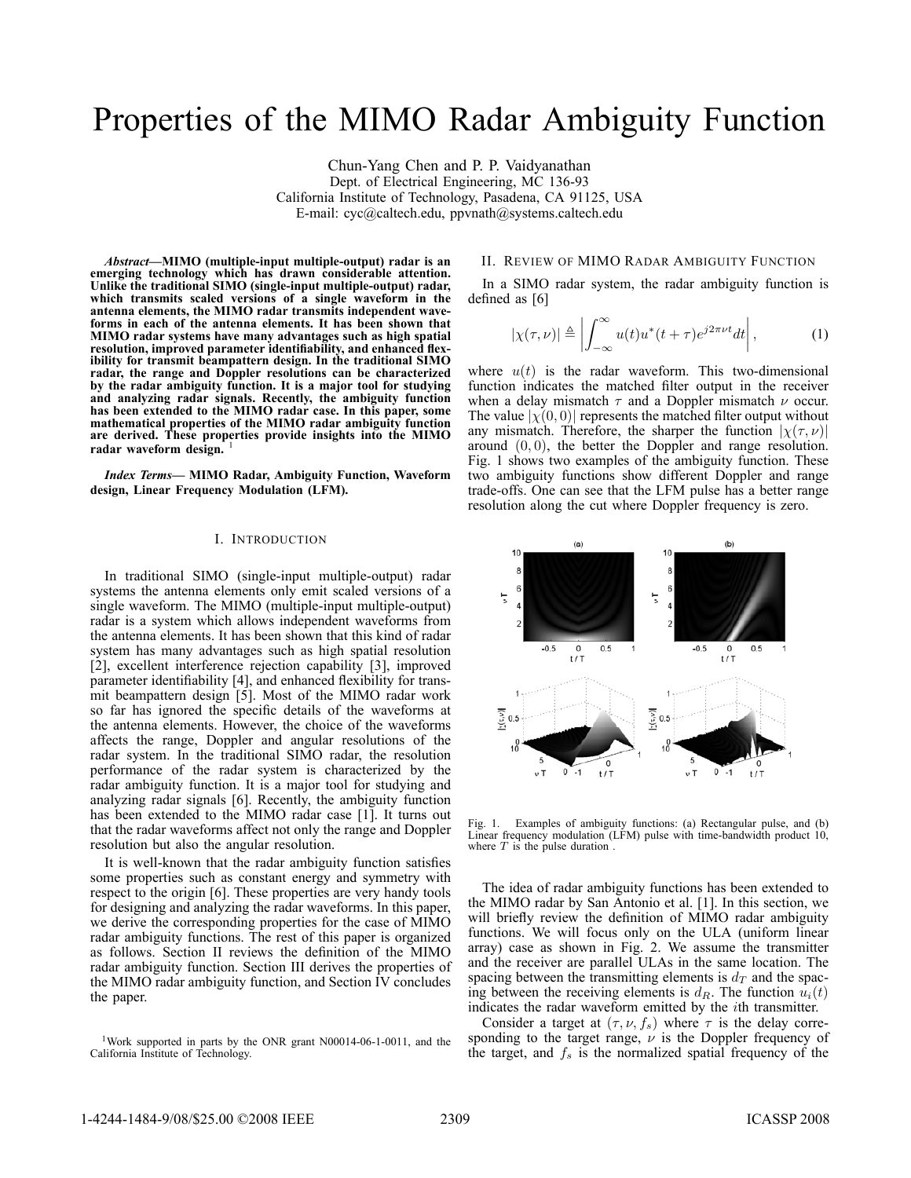# Properties of the MIMO Radar Ambiguity Function

Chun-Yang Chen and P. P. Vaidyanathan
Dept. of Electrical Engineering, MC 136-93
California Institute of Technology, Pasadena, CA 91125, USA
E-mail: cyc@caltech.edu, ppvnath@systems.caltech.edu

***Abstract*—MIMO (multiple-input multiple-output) radar is an emerging technology which has drawn considerable attention. Unlike the traditional SIMO (single-input multiple-output) radar, which transmits scaled versions of a single waveform in the antenna elements, the MIMO radar transmits independent waveforms in each of the antenna elements. It has been shown that MIMO radar systems have many advantages such as high spatial resolution, improved parameter identifiability, and enhanced flexibility for transmit beampattern design. In the traditional SIMO radar, the range and Doppler resolutions can be characterized by the radar ambiguity function. It is a major tool for studying and analyzing radar signals. Recently, the ambiguity function has been extended to the MIMO radar case. In this paper, some mathematical properties of the MIMO radar ambiguity function are derived. These properties provide insights into the MIMO radar waveform design.** [1]

***Index Terms*— MIMO Radar, Ambiguity Function, Waveform design, Linear Frequency Modulation (LFM).**

## I. Introduction

In traditional SIMO (single-input multiple-output) radar systems the antenna elements only emit scaled versions of a single waveform. The MIMO (multiple-input multiple-output) radar is a system which allows independent waveforms from the antenna elements. It has been shown that this kind of radar system has many advantages such as high spatial resolution [2], excellent interference rejection capability [3], improved parameter identifiability [4], and enhanced flexibility for transmit beampattern design [5]. Most of the MIMO radar work so far has ignored the specific details of the waveforms at the antenna elements. However, the choice of the waveforms affects the range, Doppler and angular resolutions of the radar system. In the traditional SIMO radar, the resolution performance of the radar system is characterized by the radar ambiguity function. It is a major tool for studying and analyzing radar signals [6]. Recently, the ambiguity function has been extended to the MIMO radar case [1]. It turns out that the radar waveforms affect not only the range and Doppler resolution but also the angular resolution.

It is well-known that the radar ambiguity function satisfies some properties such as constant energy and symmetry with respect to the origin [6]. These properties are very handy tools for designing and analyzing the radar waveforms. In this paper, we derive the corresponding properties for the case of MIMO radar ambiguity functions. The rest of this paper is organized as follows. Section II reviews the definition of the MIMO radar ambiguity function. Section III derives the properties of the MIMO radar ambiguity function, and Section IV concludes the paper.

[1] Work supported in parts by the ONR grant N00014-06-1-0011, and the California Institute of Technology.

## II. Review of MIMO Radar Ambiguity Function

In a SIMO radar system, the radar ambiguity function is defined as [6]

$$|\chi(\tau,\nu)| \triangleq \left| \int_{-\infty}^{\infty} u(t)u^*(t+\tau)e^{j2\pi\nu t}dt \right|, \quad (1)$$

where $u(t)$ is the radar waveform. This two-dimensional function indicates the matched filter output in the receiver when a delay mismatch $\tau$ and a Doppler mismatch $\nu$ occur. The value $|\chi(0,0)|$ represents the matched filter output without any mismatch. Therefore, the sharper the function $|\chi(\tau,\nu)|$ around $(0,0)$, the better the Doppler and range resolution. Fig. 1 shows two examples of the ambiguity function. These two ambiguity functions show different Doppler and range trade-offs. One can see that the LFM pulse has a better range resolution along the cut where Doppler frequency is zero.

(a) (b)
νT
t / T
|χ(τ,ν)|

Fig. 1. Examples of ambiguity functions: (a) Rectangular pulse, and (b) Linear frequency modulation (LFM) pulse with time-bandwidth product 10, where $T$ is the pulse duration .

The idea of radar ambiguity functions has been extended to the MIMO radar by San Antonio et al. [1]. In this section, we will briefly review the definition of MIMO radar ambiguity functions. We will focus only on the ULA (uniform linear array) case as shown in Fig. 2. We assume the transmitter and the receiver are parallel ULAs in the same location. The spacing between the transmitting elements is $d_T$ and the spacing between the receiving elements is $d_R$. The function $u_i(t)$ indicates the radar waveform emitted by the $i$th transmitter.

Consider a target at $(\tau, \nu, f_s)$ where $\tau$ is the delay corresponding to the target range, $\nu$ is the Doppler frequency of the target, and $f_s$ is the normalized spatial frequency of the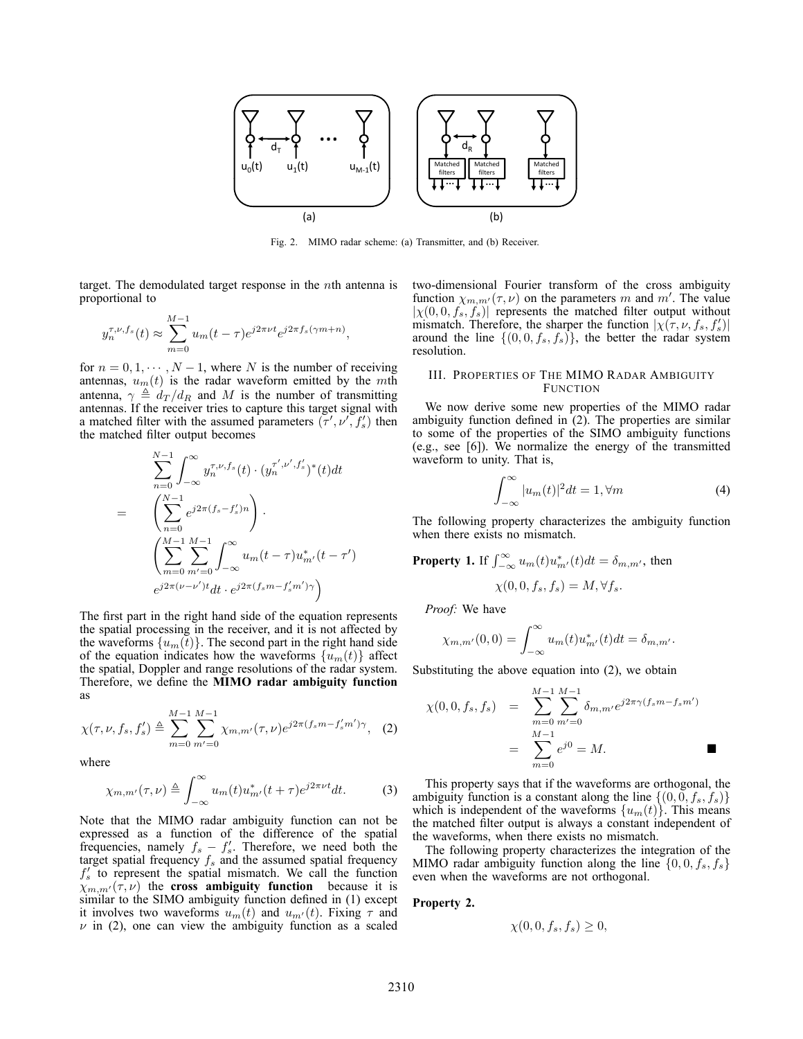Fig. 2. MIMO radar scheme: (a) Transmitter, and (b) Receiver.

target. The demodulated target response in the $n$th antenna is proportional to

$$y_n^{\tau,\nu,f_s}(t) \approx \sum_{m=0}^{M-1} u_m(t-\tau)e^{j2\pi\nu t}e^{j2\pi f_s(\gamma m+n)},$$

for $n = 0, 1, \cdots, N-1$, where $N$ is the number of receiving antennas, $u_m(t)$ is the radar waveform emitted by the $m$th antenna, $\gamma \triangleq d_T/d_R$ and $M$ is the number of transmitting antennas. If the receiver tries to capture this target signal with a matched filter with the assumed parameters $(\tau', \nu', f_s')$ then the matched filter output becomes

$$\begin{aligned} & \sum_{n=0}^{N-1} \int_{-\infty}^{\infty} y_n^{\tau,\nu,f_s}(t) \cdot (y_n^{\tau',\nu',f_s'})^*(t)dt \\ = & \left(\sum_{n=0}^{N-1} e^{j2\pi(f_s-f_s')n}\right) \cdot \\ & \left(\sum_{m=0}^{M-1}\sum_{m'=0}^{M-1}\int_{-\infty}^{\infty} u_m(t-\tau)u_{m'}^*(t-\tau') \right. \\ & \left. e^{j2\pi(\nu-\nu')t}dt \cdot e^{j2\pi(f_s m - f_s' m')\gamma}\right) \end{aligned}$$

The first part in the right hand side of the equation represents the spatial processing in the receiver, and it is not affected by the waveforms $\{u_m(t)\}$. The second part in the right hand side of the equation indicates how the waveforms $\{u_m(t)\}$ affect the spatial, Doppler and range resolutions of the radar system. Therefore, we define the **MIMO radar ambiguity function** as

$$\chi(\tau,\nu,f_s,f_s') \triangleq \sum_{m=0}^{M-1}\sum_{m'=0}^{M-1} \chi_{m,m'}(\tau,\nu)e^{j2\pi(f_s m - f_s' m')\gamma}, \quad (2)$$

where

$$\chi_{m,m'}(\tau,\nu) \triangleq \int_{-\infty}^{\infty} u_m(t)u_{m'}^*(t+\tau)e^{j2\pi\nu t}dt. \quad (3)$$

Note that the MIMO radar ambiguity function can not be expressed as a function of the difference of the spatial frequencies, namely $f_s - f_s'$. Therefore, we need both the target spatial frequency $f_s$ and the assumed spatial frequency $f_s'$ to represent the spatial mismatch. We call the function $\chi_{m,m'}(\tau,\nu)$ the **cross ambiguity function** because it is similar to the SIMO ambiguity function defined in (1) except it involves two waveforms $u_m(t)$ and $u_{m'}(t)$. Fixing $\tau$ and $\nu$ in (2), one can view the ambiguity function as a scaled two-dimensional Fourier transform of the cross ambiguity function $\chi_{m,m'}(\tau,\nu)$ on the parameters $m$ and $m'$. The value $|\chi(0,0,f_s,f_s)|$ represents the matched filter output without mismatch. Therefore, the sharper the function $|\chi(\tau,\nu,f_s,f_s')|$ around the line $\{(0,0,f_s,f_s)\}$, the better the radar system resolution.

## III. Properties of The MIMO Radar Ambiguity Function

We now derive some new properties of the MIMO radar ambiguity function defined in (2). The properties are similar to some of the properties of the SIMO ambiguity functions (e.g., see [6]). We normalize the energy of the transmitted waveform to unity. That is,

$$\int_{-\infty}^{\infty} |u_m(t)|^2 dt = 1, \forall m \quad (4)$$

The following property characterizes the ambiguity function when there exists no mismatch.

**Property 1.** If $\int_{-\infty}^{\infty} u_m(t)u_{m'}^*(t)dt = \delta_{m,m'}$, then

$$\chi(0,0,f_s,f_s) = M, \forall f_s.$$

*Proof:* We have

$$\chi_{m,m'}(0,0) = \int_{-\infty}^{\infty} u_m(t)u_{m'}^*(t)dt = \delta_{m,m'}.$$

Substituting the above equation into (2), we obtain

$$\begin{aligned} \chi(0,0,f_s,f_s) &= \sum_{m=0}^{M-1}\sum_{m'=0}^{M-1} \delta_{m,m'}e^{j2\pi\gamma(f_s m - f_s m')} \\ &= \sum_{m=0}^{M-1} e^{j0} = M. \end{aligned}$$

■

This property says that if the waveforms are orthogonal, the ambiguity function is a constant along the line $\{(0,0,f_s,f_s)\}$ which is independent of the waveforms $\{u_m(t)\}$. This means the matched filter output is always a constant independent of the waveforms, when there exists no mismatch.

The following property characterizes the integration of the MIMO radar ambiguity function along the line $\{0,0,f_s,f_s\}$ even when the waveforms are not orthogonal.

**Property 2.**

$$\chi(0,0,f_s,f_s) \geq 0,$$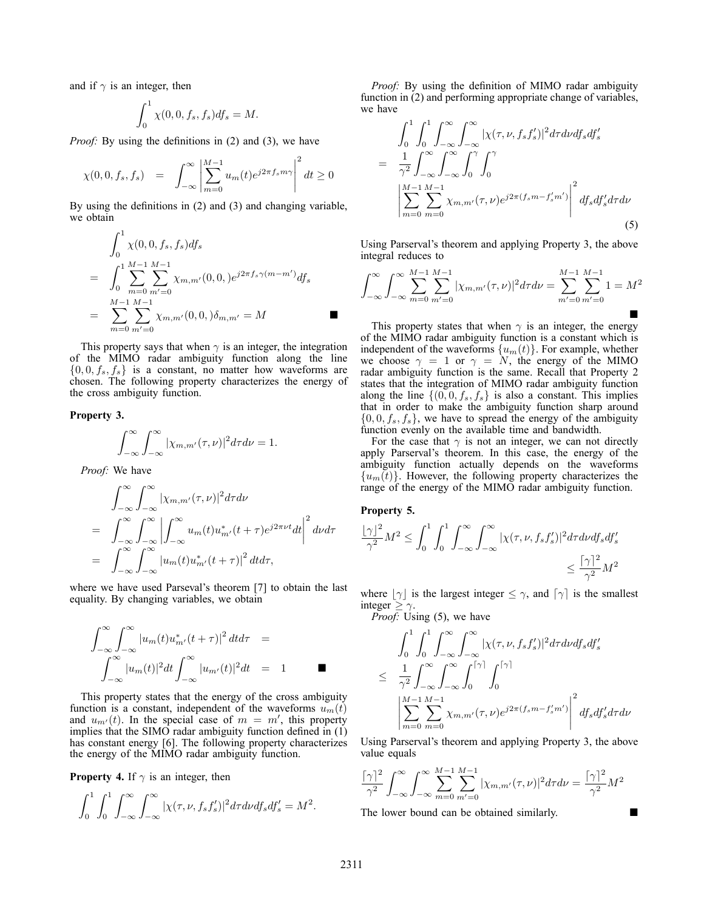and if $\gamma$ is an integer, then

$$\int_0^1 \chi(0,0,f_s,f_s)df_s = M.$$

*Proof:* By using the definitions in (2) and (3), we have

$$\chi(0,0,f_s,f_s) = \int_{-\infty}^{\infty} \left| \sum_{m=0}^{M-1} u_m(t) e^{j2\pi f_s m \gamma} \right|^2 dt \geq 0$$

By using the definitions in (2) and (3) and changing variable, we obtain

$$\begin{aligned}
&\int_0^1 \chi(0,0,f_s,f_s)df_s \\
=\;& \int_0^1 \sum_{m=0}^{M-1}\sum_{m'=0}^{M-1} \chi_{m,m'}(0,0,)e^{j2\pi f_s \gamma(m-m')} df_s \\
=\;& \sum_{m=0}^{M-1}\sum_{m'=0}^{M-1} \chi_{m,m'}(0,0,)\delta_{m,m'} = M
\end{aligned}$$

■

This property says that when $\gamma$ is an integer, the integration of the MIMO radar ambiguity function along the line $\{0,0,f_s,f_s\}$ is a constant, no matter how waveforms are chosen. The following property characterizes the energy of the cross ambiguity function.

**Property 3.**

$$\int_{-\infty}^{\infty}\int_{-\infty}^{\infty} |\chi_{m,m'}(\tau,\nu)|^2 d\tau d\nu = 1.$$

*Proof:* We have

$$\begin{aligned}
&\int_{-\infty}^{\infty}\int_{-\infty}^{\infty} |\chi_{m,m'}(\tau,\nu)|^2 d\tau d\nu \\
=\;& \int_{-\infty}^{\infty}\int_{-\infty}^{\infty} \left| \int_{-\infty}^{\infty} u_m(t)u_{m'}^*(t+\tau)e^{j2\pi\nu t}dt \right|^2 d\nu d\tau \\
=\;& \int_{-\infty}^{\infty}\int_{-\infty}^{\infty} \left| u_m(t)u_{m'}^*(t+\tau)\right|^2 dt d\tau,
\end{aligned}$$

where we have used Parseval's theorem [7] to obtain the last equality. By changing variables, we obtain

$$\begin{aligned}
\int_{-\infty}^{\infty}\int_{-\infty}^{\infty} \left| u_m(t)u_{m'}^*(t+\tau)\right|^2 dt d\tau &= \\
\int_{-\infty}^{\infty} |u_m(t)|^2 dt \int_{-\infty}^{\infty} |u_{m'}(t)|^2 dt &= 1
\end{aligned}$$

■

This property states that the energy of the cross ambiguity function is a constant, independent of the waveforms $u_m(t)$ and $u_{m'}(t)$. In the special case of $m = m'$, this property implies that the SIMO radar ambiguity function defined in (1) has constant energy [6]. The following property characterizes the energy of the MIMO radar ambiguity function.

**Property 4.** If $\gamma$ is an integer, then

$$\int_0^1\int_0^1\int_{-\infty}^{\infty}\int_{-\infty}^{\infty} |\chi(\tau,\nu,f_s f_s')|^2 d\tau d\nu df_s df_s' = M^2.$$

*Proof:* By using the definition of MIMO radar ambiguity function in (2) and performing appropriate change of variables, we have

$$\begin{aligned}
&\int_0^1\int_0^1\int_{-\infty}^{\infty}\int_{-\infty}^{\infty} |\chi(\tau,\nu,f_s f_s')|^2 d\tau d\nu df_s df_s' \\
=\;& \frac{1}{\gamma^2}\int_{-\infty}^{\infty}\int_{-\infty}^{\infty}\int_0^{\gamma}\int_0^{\gamma} \\
& \left| \sum_{m=0}^{M-1}\sum_{m=0}^{M-1} \chi_{m,m'}(\tau,\nu)e^{j2\pi(f_s m - f_s' m')} \right|^2 df_s df_s' d\tau d\nu
\end{aligned} \tag{5}$$

Using Parseval's theorem and applying Property 3, the above integral reduces to

$$\int_{-\infty}^{\infty}\int_{-\infty}^{\infty} \sum_{m=0}^{M-1}\sum_{m'=0}^{M-1} |\chi_{m,m'}(\tau,\nu)|^2 d\tau d\nu = \sum_{m'=0}^{M-1}\sum_{m'=0}^{M-1} 1 = M^2$$

■

This property states that when $\gamma$ is an integer, the energy of the MIMO radar ambiguity function is a constant which is independent of the waveforms $\{u_m(t)\}$. For example, whether we choose $\gamma = 1$ or $\gamma = N$, the energy of the MIMO radar ambiguity function is the same. Recall that Property 2 states that the integration of MIMO radar ambiguity function along the line $\{(0,0,f_s,f_s\}$ is also a constant. This implies that in order to make the ambiguity function sharp around $\{0,0,f_s,f_s\}$, we have to spread the energy of the ambiguity function evenly on the available time and bandwidth.

For the case that $\gamma$ is not an integer, we can not directly apply Parseval's theorem. In this case, the energy of the ambiguity function actually depends on the waveforms $\{u_m(t)\}$. However, the following property characterizes the range of the energy of the MIMO radar ambiguity function.

**Property 5.**

$$\begin{aligned}
\frac{\lfloor\gamma\rfloor^2}{\gamma^2}M^2 \leq \int_0^1\int_0^1\int_{-\infty}^{\infty}\int_{-\infty}^{\infty} |\chi(\tau,\nu,f_s f_s')|^2 d\tau d\nu df_s df_s' \\
\leq \frac{\lceil\gamma\rceil^2}{\gamma^2}M^2
\end{aligned}$$

where $\lfloor\gamma\rfloor$ is the largest integer $\leq \gamma$, and $\lceil\gamma\rceil$ is the smallest integer $\geq \gamma$.

*Proof:* Using (5), we have

$$\begin{aligned}
&\int_0^1\int_0^1\int_{-\infty}^{\infty}\int_{-\infty}^{\infty} |\chi(\tau,\nu,f_s f_s')|^2 d\tau d\nu df_s df_s' \\
\leq\;& \frac{1}{\gamma^2}\int_{-\infty}^{\infty}\int_{-\infty}^{\infty}\int_0^{\lceil\gamma\rceil}\int_0^{\lceil\gamma\rceil} \\
& \left| \sum_{m=0}^{M-1}\sum_{m=0}^{M-1} \chi_{m,m'}(\tau,\nu)e^{j2\pi(f_s m - f_s' m')} \right|^2 df_s df_s' d\tau d\nu
\end{aligned}$$

Using Parseval's theorem and applying Property 3, the above value equals

$$\frac{\lceil\gamma\rceil^2}{\gamma^2}\int_{-\infty}^{\infty}\int_{-\infty}^{\infty} \sum_{m=0}^{M-1}\sum_{m'=0}^{M-1} |\chi_{m,m'}(\tau,\nu)|^2 d\tau d\nu = \frac{\lceil\gamma\rceil^2}{\gamma^2}M^2$$

The lower bound can be obtained similarly. ■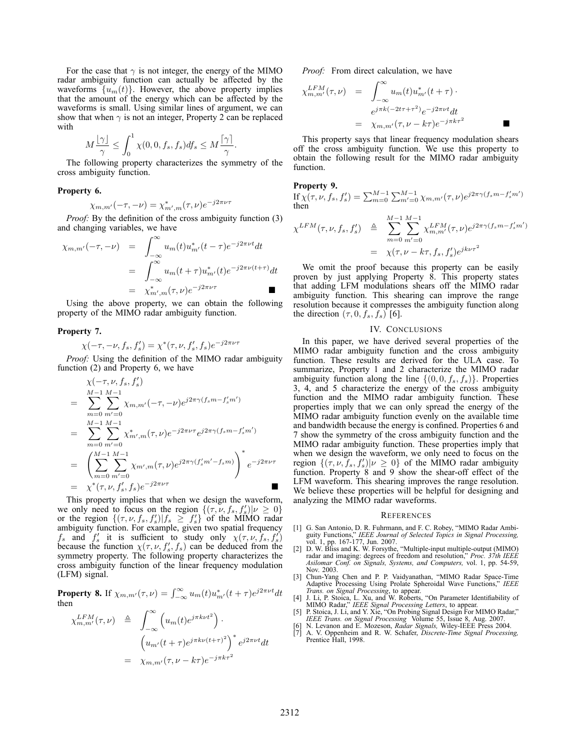For the case that $\gamma$ is not integer, the energy of the MIMO radar ambiguity function can actually be affected by the waveforms $\{u_m(t)\}$. However, the above property implies that the amount of the energy which can be affected by the waveforms is small. Using similar lines of argument, we can show that when $\gamma$ is not an integer, Property 2 can be replaced with

$$M\frac{\lfloor \gamma \rfloor}{\gamma} \leq \int_0^1 \chi(0,0,f_s,f_s)df_s \leq M\frac{\lceil \gamma \rceil}{\gamma}.$$

The following property characterizes the symmetry of the cross ambiguity function.

**Property 6.**

$$\chi_{m,m'}(-\tau,-\nu) = \chi^*_{m',m}(\tau,\nu)e^{-j2\pi\nu\tau}$$

*Proof:* By the definition of the cross ambiguity function (3) and changing variables, we have

$$\begin{aligned}\chi_{m,m'}(-\tau,-\nu) &= \int_{-\infty}^{\infty} u_m(t)u^*_{m'}(t-\tau)e^{-j2\pi\nu t}dt \\ &= \int_{-\infty}^{\infty} u_m(t+\tau)u^*_{m'}(t)e^{-j2\pi\nu(t+\tau)}dt \\ &= \chi^*_{m',m}(\tau,\nu)e^{-j2\pi\nu\tau}\end{aligned}$$

■

Using the above property, we can obtain the following property of the MIMO radar ambiguity function.

**Property 7.**

$$\chi(-\tau,-\nu,f_s,f'_s) = \chi^*(\tau,\nu,f'_s,f_s)e^{-j2\pi\nu\tau}$$

*Proof:* Using the definition of the MIMO radar ambiguity function (2) and Property 6, we have

$$\begin{aligned}&\chi(-\tau,\nu,f_s,f'_s) \\ =& \sum_{m=0}^{M-1}\sum_{m'=0}^{M-1}\chi_{m,m'}(-\tau,-\nu)e^{j2\pi\gamma(f_s m - f'_s m')} \\ =& \sum_{m=0}^{M-1}\sum_{m'=0}^{M-1}\chi^*_{m',m}(\tau,\nu)e^{-j2\pi\nu\tau}e^{j2\pi\gamma(f_s m - f'_s m')} \\ =& \left(\sum_{m=0}^{M-1}\sum_{m'=0}^{M-1}\chi_{m',m}(\tau,\nu)e^{j2\pi\gamma(f'_s m' - f_s m)}\right)^* e^{-j2\pi\nu\tau} \\ =& \chi^*(\tau,\nu,f'_s,f_s)e^{-j2\pi\nu\tau}\end{aligned}$$

■

This property implies that when we design the waveform, we only need to focus on the region $\{(\tau,\nu,f_s,f'_s)|\nu \geq 0\}$ or the region $\{(\tau,\nu,f_s,f'_s)|f_s \geq f'_s\}$ of the MIMO radar ambiguity function. For example, given two spatial frequency $f_s$ and $f'_s$ it is sufficient to study only $\chi(\tau,\nu,f_s,f'_s)$ because the function $\chi(\tau,\nu,f'_s,f_s)$ can be deduced from the symmetry property. The following property characterizes the cross ambiguity function of the linear frequency modulation (LFM) signal.

**Property 8.** If $\chi_{m,m'}(\tau,\nu) = \int_{-\infty}^{\infty} u_m(t)u^*_{m'}(t+\tau)e^{j2\pi\nu t}dt$ then

$$\begin{aligned}\chi^{LFM}_{m,m'}(\tau,\nu) &\triangleq \int_{-\infty}^{\infty}\left(u_m(t)e^{j\pi k\nu t^2}\right)\cdot \\ &\quad \left(u_{m'}(t+\tau)e^{j\pi k\nu(t+\tau)^2}\right)^* e^{j2\pi\nu t}dt \\ &= \chi_{m,m'}(\tau,\nu-k\tau)e^{-j\pi k\tau^2}\end{aligned}$$

*Proof:* From direct calculation, we have

$$\begin{aligned}\chi^{LFM}_{m,m'}(\tau,\nu) &= \int_{-\infty}^{\infty} u_m(t)u^*_{m'}(t+\tau)\cdot \\ &\quad e^{j\pi k(-2t\tau+\tau^2)}e^{-j2\pi\nu t}dt \\ &= \chi_{m,m'}(\tau,\nu-k\tau)e^{-j\pi k\tau^2}\end{aligned}$$

■

This property says that linear frequency modulation shears off the cross ambiguity function. We use this property to obtain the following result for the MIMO radar ambiguity function.

**Property 9.**
If $\chi(\tau,\nu,f_s,f'_s) = \sum_{m=0}^{M-1}\sum_{m'=0}^{M-1}\chi_{m,m'}(\tau,\nu)e^{j2\pi\gamma(f_s m - f'_s m')}$ then

$$\begin{aligned}\chi^{LFM}(\tau,\nu,f_s,f'_s) &\triangleq \sum_{m=0}^{M-1}\sum_{m'=0}^{M-1}\chi^{LFM}_{m,m'}(\tau,\nu)e^{j2\pi\gamma(f_s m - f'_s m')} \\ &= \chi(\tau,\nu-k\tau,f_s,f'_s)e^{jk\nu\tau^2}\end{aligned}$$

We omit the proof because this property can be easily proven by just applying Property 8. This property states that adding LFM modulations shears off the MIMO radar ambiguity function. This shearing can improve the range resolution because it compresses the ambiguity function along the direction $(\tau,0,f_s,f_s)$ [6].

## IV. Conclusions

In this paper, we have derived several properties of the MIMO radar ambiguity function and the cross ambiguity function. These results are derived for the ULA case. To summarize, Property 1 and 2 characterize the MIMO radar ambiguity function along the line $\{(0,0,f_s,f_s)\}$. Properties 3, 4, and 5 characterize the energy of the cross ambiguity function and the MIMO radar ambiguity function. These properties imply that we can only spread the energy of the MIMO radar ambiguity function evenly on the available time and bandwidth because the energy is confined. Properties 6 and 7 show the symmetry of the cross ambiguity function and the MIMO radar ambiguity function. These properties imply that when we design the waveform, we only need to focus on the region $\{(\tau,\nu,f_s,f'_s)|\nu \geq 0\}$ of the MIMO radar ambiguity function. Property 8 and 9 show the shear-off effect of the LFM waveform. This shearing improves the range resolution. We believe these properties will be helpful for designing and analyzing the MIMO radar waveforms.

## References

[1] G. San Antonio, D. R. Fuhrmann, and F. C. Robey, "MIMO Radar Ambiguity Functions," *IEEE Journal of Selected Topics in Signal Processing,* vol. 1, pp. 167-177, Jun. 2007.

[2] D. W. Bliss and K. W. Forsythe, "Multiple-input multiple-output (MIMO) radar and imaging: degrees of freedom and resolution," *Proc. 37th IEEE Asilomar Conf. on Signals, Systems, and Computers,* vol. 1, pp. 54-59, Nov. 2003.

[3] Chun-Yang Chen and P. P. Vaidyanathan, "MIMO Radar Space-Time Adaptive Processing Using Prolate Spheroidal Wave Functions," *IEEE Trans. on Signal Processing*, to appear.

[4] J. Li, P. Stoica, L. Xu, and W. Roberts, "On Parameter Identifiability of MIMO Radar," *IEEE Signal Processing Letters*, to appear.

[5] P. Stoica, J. Li, and Y. Xie, "On Probing Signal Design For MIMO Radar," *IEEE Trans. on Signal Processing* Volume 55, Issue 8, Aug. 2007.

[6] N. Levanon and E. Mozeson, *Radar Signals,* Wiley-IEEE Press 2004.

[7] A. V. Oppenheim and R. W. Schafer, *Discrete-Time Signal Processing,* Prentice Hall, 1998.